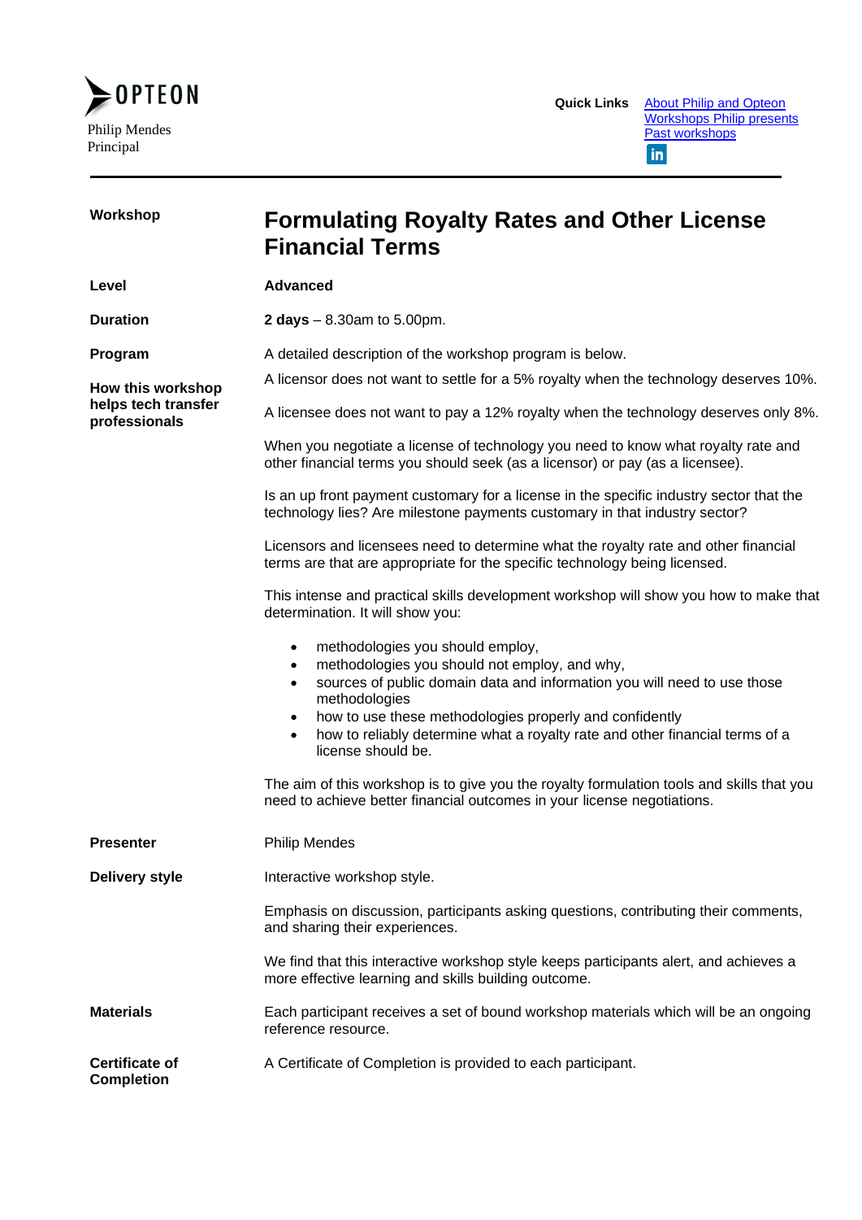OPTEON

Philip Mendes
Principal

**Quick Links** [About Philip and Opteon](#) [Workshops Philip presents](#) [Past workshops](#)

---

**Workshop**

# Formulating Royalty Rates and Other License Financial Terms

**Level**

**Advanced**

**Duration**

**2 days** – 8.30am to 5.00pm.

**Program**

A detailed description of the workshop program is below.

**How this workshop helps tech transfer professionals**

A licensor does not want to settle for a 5% royalty when the technology deserves 10%.

A licensee does not want to pay a 12% royalty when the technology deserves only 8%.

When you negotiate a license of technology you need to know what royalty rate and other financial terms you should seek (as a licensor) or pay (as a licensee).

Is an up front payment customary for a license in the specific industry sector that the technology lies? Are milestone payments customary in that industry sector?

Licensors and licensees need to determine what the royalty rate and other financial terms are that are appropriate for the specific technology being licensed.

This intense and practical skills development workshop will show you how to make that determination. It will show you:

- methodologies you should employ,
- methodologies you should not employ, and why,
- sources of public domain data and information you will need to use those methodologies
- how to use these methodologies properly and confidently
- how to reliably determine what a royalty rate and other financial terms of a license should be.

The aim of this workshop is to give you the royalty formulation tools and skills that you need to achieve better financial outcomes in your license negotiations.

**Presenter**

Philip Mendes

**Delivery style**

Interactive workshop style.

Emphasis on discussion, participants asking questions, contributing their comments, and sharing their experiences.

We find that this interactive workshop style keeps participants alert, and achieves a more effective learning and skills building outcome.

**Materials**

Each participant receives a set of bound workshop materials which will be an ongoing reference resource.

**Certificate of Completion**

A Certificate of Completion is provided to each participant.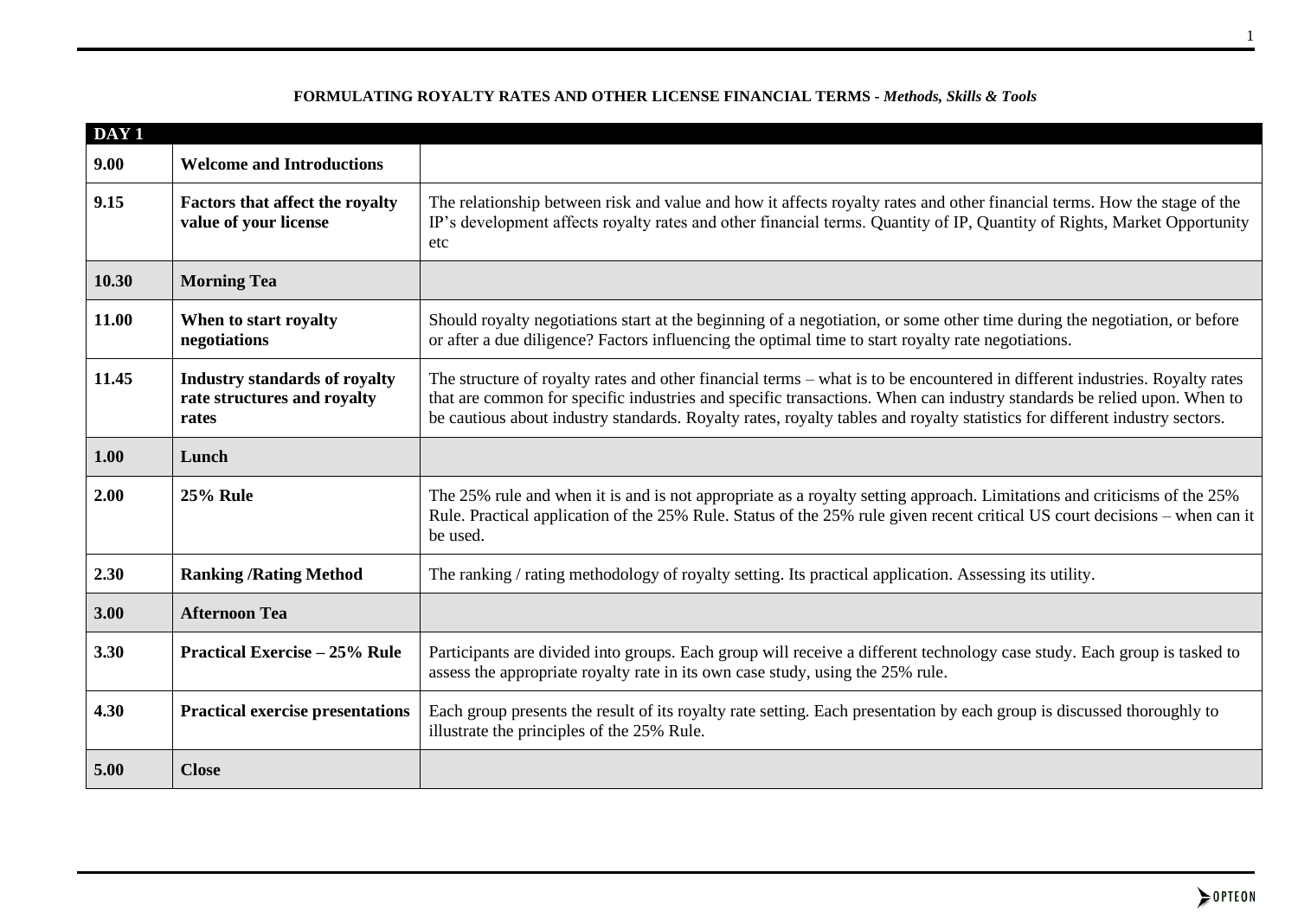**FORMULATING ROYALTY RATES AND OTHER LICENSE FINANCIAL TERMS -** ***Methods, Skills & Tools***

| DAY 1 | | |
|---|---|---|
| **9.00** | **Welcome and Introductions** | |
| **9.15** | **Factors that affect the royalty value of your license** | The relationship between risk and value and how it affects royalty rates and other financial terms. How the stage of the IP's development affects royalty rates and other financial terms. Quantity of IP, Quantity of Rights, Market Opportunity etc |
| **10.30** | **Morning Tea** | |
| **11.00** | **When to start royalty negotiations** | Should royalty negotiations start at the beginning of a negotiation, or some other time during the negotiation, or before or after a due diligence? Factors influencing the optimal time to start royalty rate negotiations. |
| **11.45** | **Industry standards of royalty rate structures and royalty rates** | The structure of royalty rates and other financial terms – what is to be encountered in different industries. Royalty rates that are common for specific industries and specific transactions. When can industry standards be relied upon. When to be cautious about industry standards. Royalty rates, royalty tables and royalty statistics for different industry sectors. |
| **1.00** | **Lunch** | |
| **2.00** | **25% Rule** | The 25% rule and when it is and is not appropriate as a royalty setting approach. Limitations and criticisms of the 25% Rule. Practical application of the 25% Rule. Status of the 25% rule given recent critical US court decisions – when can it be used. |
| **2.30** | **Ranking /Rating Method** | The ranking / rating methodology of royalty setting. Its practical application. Assessing its utility. |
| **3.00** | **Afternoon Tea** | |
| **3.30** | **Practical Exercise – 25% Rule** | Participants are divided into groups. Each group will receive a different technology case study. Each group is tasked to assess the appropriate royalty rate in its own case study, using the 25% rule. |
| **4.30** | **Practical exercise presentations** | Each group presents the result of its royalty rate setting. Each presentation by each group is discussed thoroughly to illustrate the principles of the 25% Rule. |
| **5.00** | **Close** | |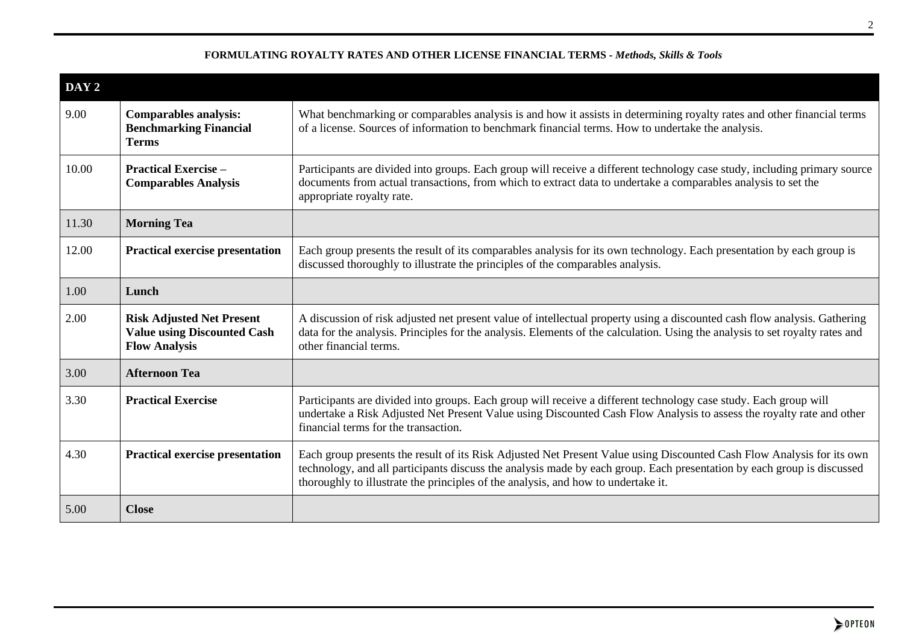| DAY 2 | | |
|---|---|---|
| 9.00 | **Comparables analysis: Benchmarking Financial Terms** | What benchmarking or comparables analysis is and how it assists in determining royalty rates and other financial terms of a license. Sources of information to benchmark financial terms. How to undertake the analysis. |
| 10.00 | **Practical Exercise – Comparables Analysis** | Participants are divided into groups. Each group will receive a different technology case study, including primary source documents from actual transactions, from which to extract data to undertake a comparables analysis to set the appropriate royalty rate. |
| 11.30 | **Morning Tea** | |
| 12.00 | **Practical exercise presentation** | Each group presents the result of its comparables analysis for its own technology. Each presentation by each group is discussed thoroughly to illustrate the principles of the comparables analysis. |
| 1.00 | **Lunch** | |
| 2.00 | **Risk Adjusted Net Present Value using Discounted Cash Flow Analysis** | A discussion of risk adjusted net present value of intellectual property using a discounted cash flow analysis. Gathering data for the analysis. Principles for the analysis. Elements of the calculation. Using the analysis to set royalty rates and other financial terms. |
| 3.00 | **Afternoon Tea** | |
| 3.30 | **Practical Exercise** | Participants are divided into groups. Each group will receive a different technology case study. Each group will undertake a Risk Adjusted Net Present Value using Discounted Cash Flow Analysis to assess the royalty rate and other financial terms for the transaction. |
| 4.30 | **Practical exercise presentation** | Each group presents the result of its Risk Adjusted Net Present Value using Discounted Cash Flow Analysis for its own technology, and all participants discuss the analysis made by each group. Each presentation by each group is discussed thoroughly to illustrate the principles of the analysis, and how to undertake it. |
| 5.00 | **Close** | |